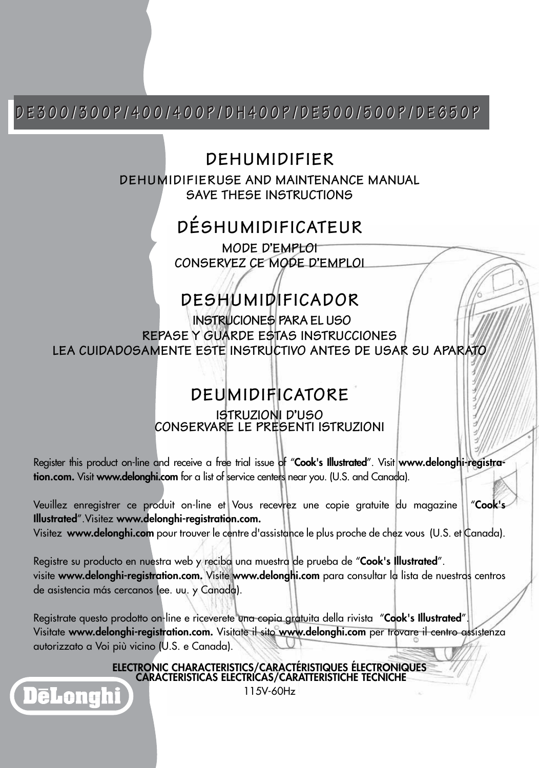# DE300/300P/400/400P/DH400P/DE500/500P/DE650P

## DEHUMIDIFIER

DEHUMIDIFIERUSE AND MAINTENANCE MANUAL
SAVE THESE INSTRUCTIONS

## DÉSHUMIDIFICATEUR

MODE D'EMPLOI
CONSERVEZ CE MODE D'EMPLOI

## DESHUMIDIFICADOR

INSTRUCIONES PARA EL USO
REPASE Y GUARDE ESTAS INSTRUCCIONES
LEA CUIDADOSAMENTE ESTE INSTRUCTIVO ANTES DE USAR SU APARATO

## DEUMIDIFICATORE

ISTRUZIONI D'USO
CONSERVARE LE PRESENTI ISTRUZIONI

Register this product on-line and receive a free trial issue of "**Cook's Illustrated**". Visit **www.delonghi-registration.com.** Visit **www.delonghi.com** for a list of service centers near you. (U.S. and Canada).

Veuillez enregistrer ce produit on-line et Vous recevrez une copie gratuite du magazine "**Cook's Illustrated**".Visitez **www.delonghi-registration.com.**
Visitez **www.delonghi.com** pour trouver le centre d'assistance le plus proche de chez vous (U.S. et Canada).

Registre su producto en nuestra web y reciba una muestra de prueba de "**Cook's Illustrated**".
visite **www.delonghi-registration.com.** Visite **www.delonghi.com** para consultar la lista de nuestros centros de asistencia más cercanos (ee. uu. y Canada).

Registrate questo prodotto on-line e riceverete una copia gratuita della rivista "**Cook's Illustrated**".
Visitate **www.delonghi-registration.com.** Visitate il sito **www.delonghi.com** per trovare il centro assistenza autorizzato a Voi più vicino (U.S. e Canada).

**ELECTRONIC CHARACTERISTICS/CARACTÉRISTIQUES ÉLECTRONIQUES**
**CARACTERISTICAS ELECTRICAS/CARATTERISTICHE TECNICHE**

115V-60Hz

DēLonghi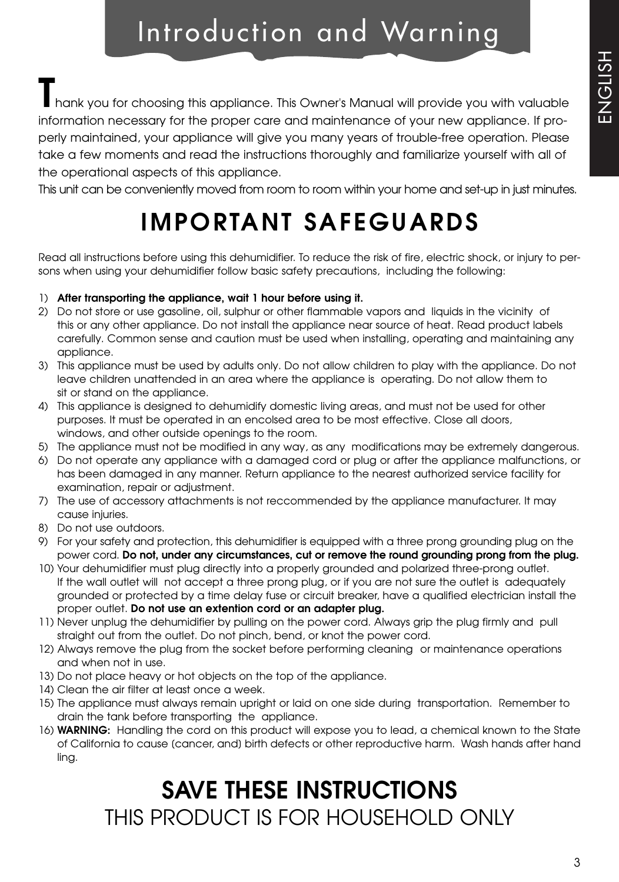# Introduction and Warning

**T**hank you for choosing this appliance. This Owner's Manual will provide you with valuable information necessary for the proper care and maintenance of your new appliance. If properly maintained, your appliance will give you many years of trouble-free operation. Please take a few moments and read the instructions thoroughly and familiarize yourself with all of the operational aspects of this appliance.

This unit can be conveniently moved from room to room within your home and set-up in just minutes.

## IMPORTANT SAFEGUARDS

Read all instructions before using this dehumidifier. To reduce the risk of fire, electric shock, or injury to persons when using your dehumidifier follow basic safety precautions, including the following:

1) **After transporting the appliance, wait 1 hour before using it.**
2) Do not store or use gasoline, oil, sulphur or other flammable vapors and liquids in the vicinity of this or any other appliance. Do not install the appliance near source of heat. Read product labels carefully. Common sense and caution must be used when installing, operating and maintaining any appliance.
3) This appliance must be used by adults only. Do not allow children to play with the appliance. Do not leave children unattended in an area where the appliance is operating. Do not allow them to sit or stand on the appliance.
4) This appliance is designed to dehumidify domestic living areas, and must not be used for other purposes. It must be operated in an encolsed area to be most effective. Close all doors, windows, and other outside openings to the room.
5) The appliance must not be modified in any way, as any modifications may be extremely dangerous.
6) Do not operate any appliance with a damaged cord or plug or after the appliance malfunctions, or has been damaged in any manner. Return appliance to the nearest authorized service facility for examination, repair or adjustment.
7) The use of accessory attachments is not reccommended by the appliance manufacturer. It may cause injuries.
8) Do not use outdoors.
9) For your safety and protection, this dehumidifier is equipped with a three prong grounding plug on the power cord. **Do not, under any circumstances, cut or remove the round grounding prong from the plug.**
10) Your dehumidifier must plug directly into a properly grounded and polarized three-prong outlet. If the wall outlet will not accept a three prong plug, or if you are not sure the outlet is adequately grounded or protected by a time delay fuse or circuit breaker, have a qualified electrician install the proper outlet. **Do not use an extention cord or an adapter plug.**
11) Never unplug the dehumidifier by pulling on the power cord. Always grip the plug firmly and pull straight out from the outlet. Do not pinch, bend, or knot the power cord.
12) Always remove the plug from the socket before performing cleaning or maintenance operations and when not in use.
13) Do not place heavy or hot objects on the top of the appliance.
14) Clean the air filter at least once a week.
15) The appliance must always remain upright or laid on one side during transportation. Remember to drain the tank before transporting the appliance.
16) **WARNING:** Handling the cord on this product will expose you to lead, a chemical known to the State of California to cause (cancer, and) birth defects or other reproductive harm. Wash hands after handling.

## SAVE THESE INSTRUCTIONS

THIS PRODUCT IS FOR HOUSEHOLD ONLY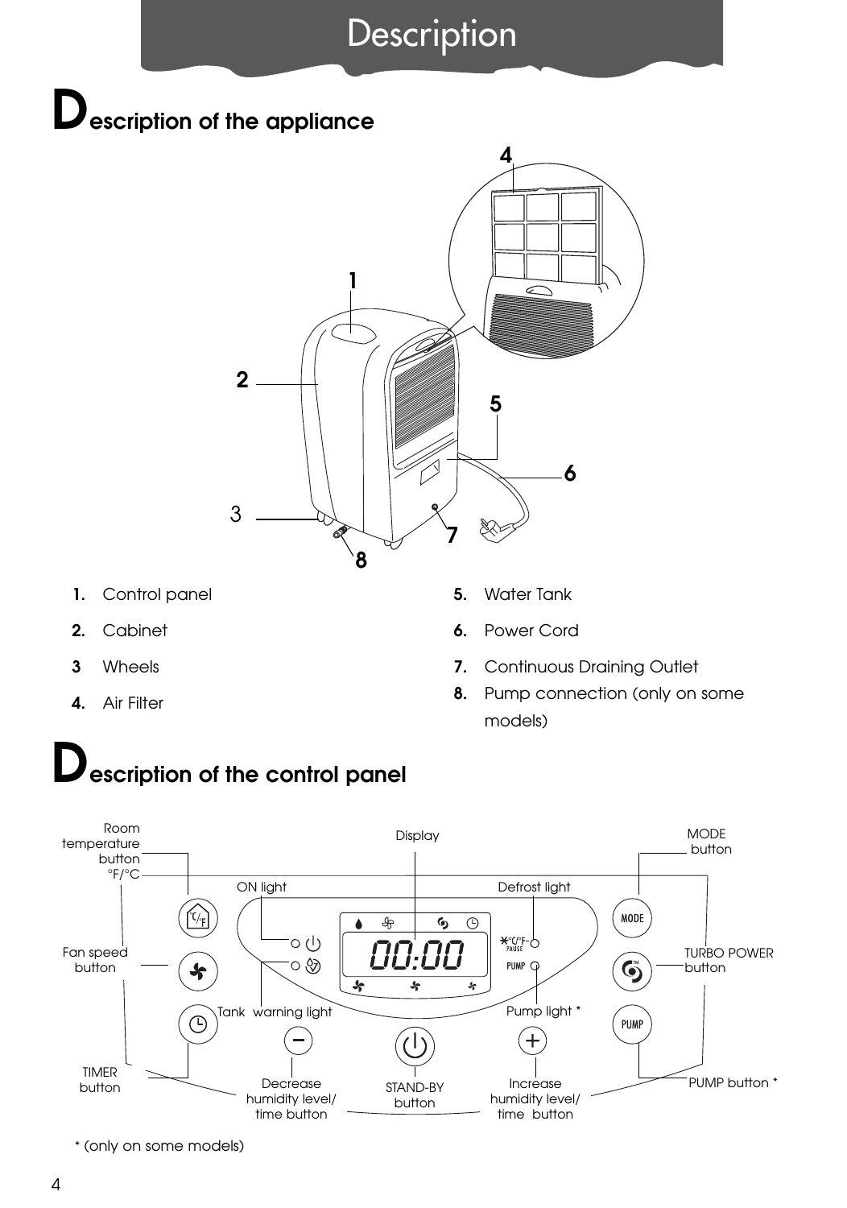# Description

## Description of the appliance

1. Control panel
2. Cabinet
3. Wheels
4. Air Filter
5. Water Tank
6. Power Cord
7. Continuous Draining Outlet
8. Pump connection (only on some models)

## Description of the control panel

- Room temperature button °F/°C
- Display
- MODE button
- ON light
- Defrost light
- Fan speed button
- TURBO POWER button
- Tank warning light
- Pump light *
- TIMER button
- Decrease humidity level/ time button
- STAND-BY button
- Increase humidity level/ time button
- PUMP button *

* (only on some models)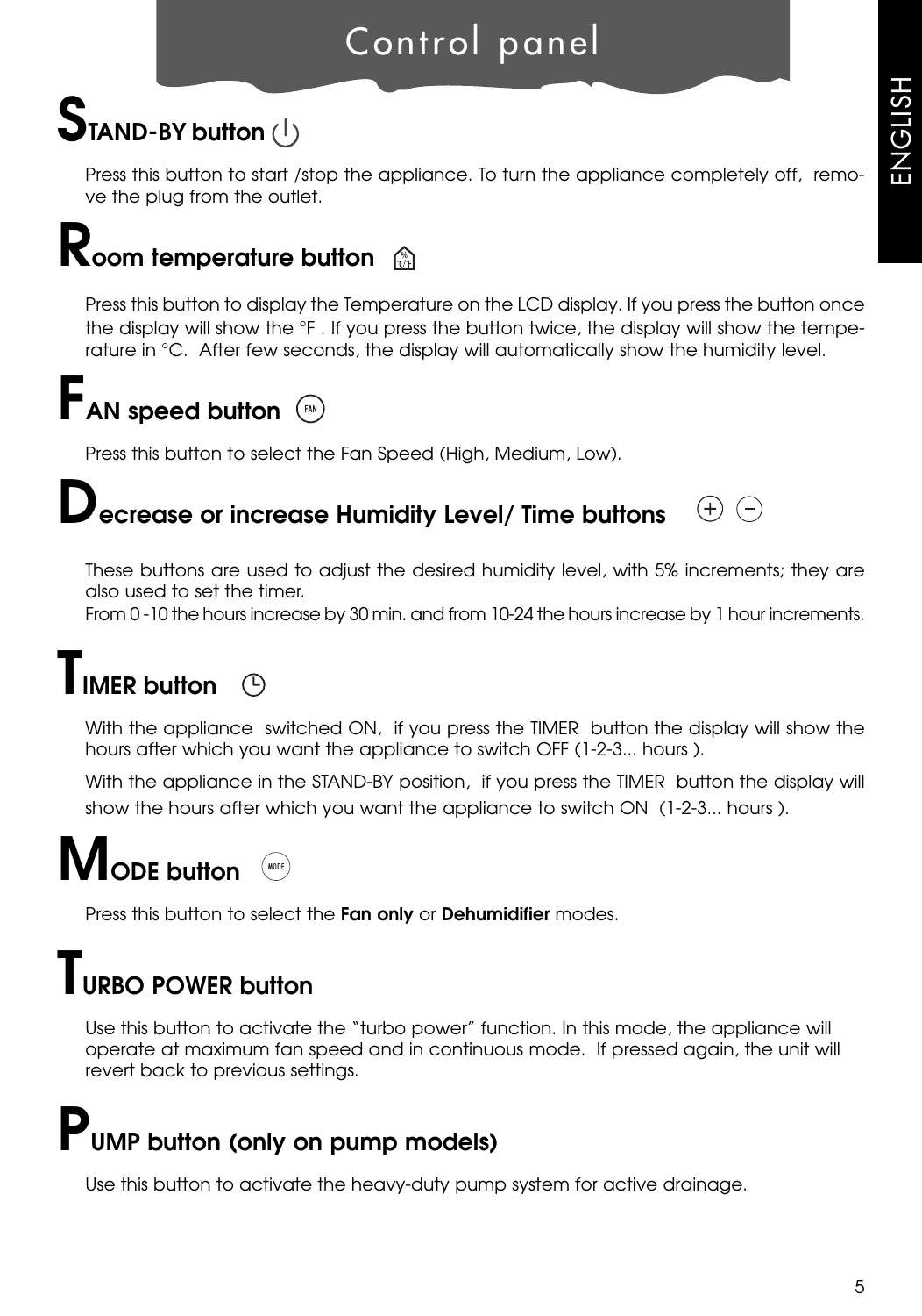# Control panel

## STAND-BY button

Press this button to start /stop the appliance. To turn the appliance completely off, remove the plug from the outlet.

## Room temperature button

Press this button to display the Temperature on the LCD display. If you press the button once the display will show the °F . If you press the button twice, the display will show the temperature in °C. After few seconds, the display will automatically show the humidity level.

## FAN speed button

Press this button to select the Fan Speed (High, Medium, Low).

## Decrease or increase Humidity Level/ Time buttons

These buttons are used to adjust the desired humidity level, with 5% increments; they are also used to set the timer.
From 0 -10 the hours increase by 30 min. and from 10-24 the hours increase by 1 hour increments.

## TIMER button

With the appliance switched ON, if you press the TIMER button the display will show the hours after which you want the appliance to switch OFF (1-2-3... hours ).

With the appliance in the STAND-BY position, if you press the TIMER button the display will show the hours after which you want the appliance to switch ON (1-2-3... hours ).

## MODE button

Press this button to select the **Fan only** or **Dehumidifier** modes.

## TURBO POWER button

Use this button to activate the "turbo power" function. In this mode, the appliance will operate at maximum fan speed and in continuous mode. If pressed again, the unit will revert back to previous settings.

## PUMP button (only on pump models)

Use this button to activate the heavy-duty pump system for active drainage.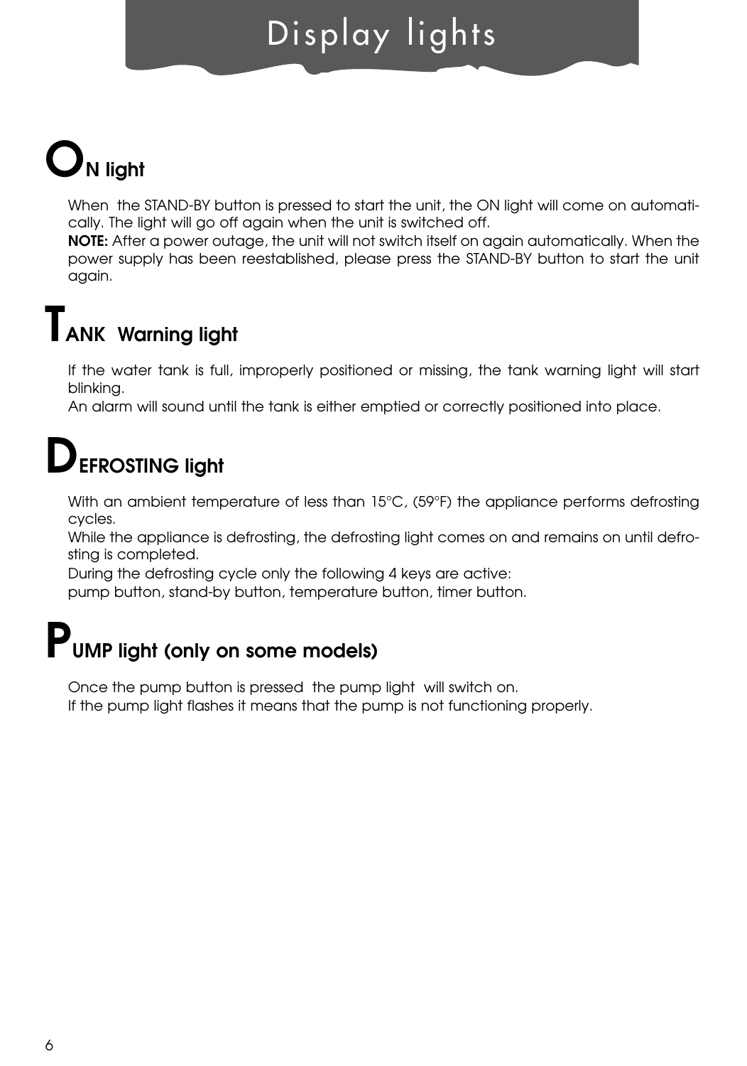# Display lights

## ON light

When the STAND-BY button is pressed to start the unit, the ON light will come on automatically. The light will go off again when the unit is switched off.

**NOTE:** After a power outage, the unit will not switch itself on again automatically. When the power supply has been reestablished, please press the STAND-BY button to start the unit again.

## TANK Warning light

If the water tank is full, improperly positioned or missing, the tank warning light will start blinking.

An alarm will sound until the tank is either emptied or correctly positioned into place.

## DEFROSTING light

With an ambient temperature of less than 15°C, (59°F) the appliance performs defrosting cycles.

While the appliance is defrosting, the defrosting light comes on and remains on until defrosting is completed.

During the defrosting cycle only the following 4 keys are active:

pump button, stand-by button, temperature button, timer button.

## PUMP light (only on some models)

Once the pump button is pressed the pump light will switch on.

If the pump light flashes it means that the pump is not functioning properly.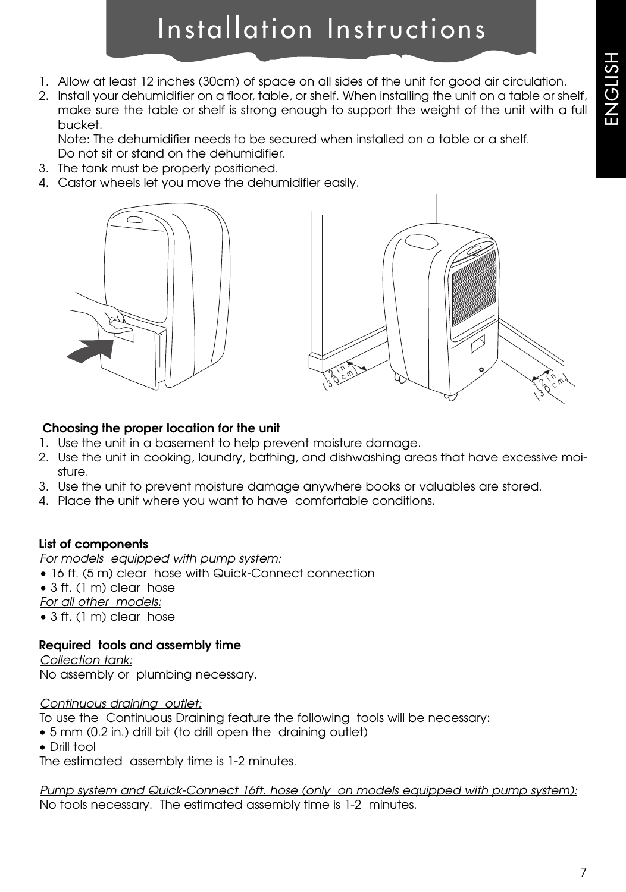# Installation Instructions

1. Allow at least 12 inches (30cm) of space on all sides of the unit for good air circulation.
2. Install your dehumidifier on a floor, table, or shelf. When installing the unit on a table or shelf, make sure the table or shelf is strong enough to support the weight of the unit with a full bucket.
   Note: The dehumidifier needs to be secured when installed on a table or a shelf.
   Do not sit or stand on the dehumidifier.
3. The tank must be properly positioned.
4. Castor wheels let you move the dehumidifier easily.

**Choosing the proper location for the unit**

1. Use the unit in a basement to help prevent moisture damage.
2. Use the unit in cooking, laundry, bathing, and dishwashing areas that have excessive moisture.
3. Use the unit to prevent moisture damage anywhere books or valuables are stored.
4. Place the unit where you want to have comfortable conditions.

**List of components**

*For models equipped with pump system:*

- 16 ft. (5 m) clear hose with Quick-Connect connection
- 3 ft. (1 m) clear hose

*For all other models:*

- 3 ft. (1 m) clear hose

**Required tools and assembly time**

*Collection tank:*
No assembly or plumbing necessary.

*Continuous draining outlet:*
To use the Continuous Draining feature the following tools will be necessary:

- 5 mm (0.2 in.) drill bit (to drill open the draining outlet)
- Drill tool

The estimated assembly time is 1-2 minutes.

*Pump system and Quick-Connect 16ft. hose (only on models equipped with pump system):*
No tools necessary. The estimated assembly time is 1-2 minutes.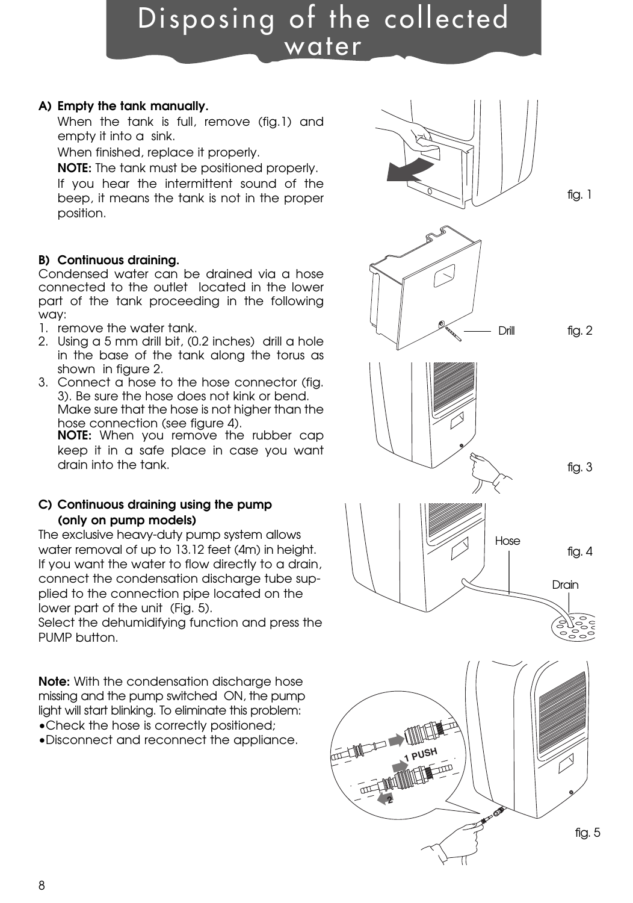# Disposing of the collected water

**A) Empty the tank manually.**

When the tank is full, remove (fig.1) and empty it into a sink.

When finished, replace it properly.

**NOTE:** The tank must be positioned properly.

If you hear the intermittent sound of the beep, it means the tank is not in the proper position.

fig. 1

**B) Continuous draining.**

Condensed water can be drained via a hose connected to the outlet located in the lower part of the tank proceeding in the following way:

1. remove the water tank.
2. Using a 5 mm drill bit, (0.2 inches) drill a hole in the base of the tank along the torus as shown in figure 2.
3. Connect a hose to the hose connector (fig. 3). Be sure the hose does not kink or bend. Make sure that the hose is not higher than the hose connection (see figure 4).

   **NOTE:** When you remove the rubber cap keep it in a safe place in case you want drain into the tank.

Drill

fig. 2

fig. 3

Hose

Drain

fig. 4

**C) Continuous draining using the pump (only on pump models)**

The exclusive heavy-duty pump system allows water removal of up to 13.12 feet (4m) in height. If you want the water to flow directly to a drain, connect the condensation discharge tube supplied to the connection pipe located on the lower part of the unit (Fig. 5).

Select the dehumidifying function and press the PUMP button.

**Note:** With the condensation discharge hose missing and the pump switched ON, the pump light will start blinking. To eliminate this problem:

- Check the hose is correctly positioned;
- Disconnect and reconnect the appliance.

1 PUSH

2

fig. 5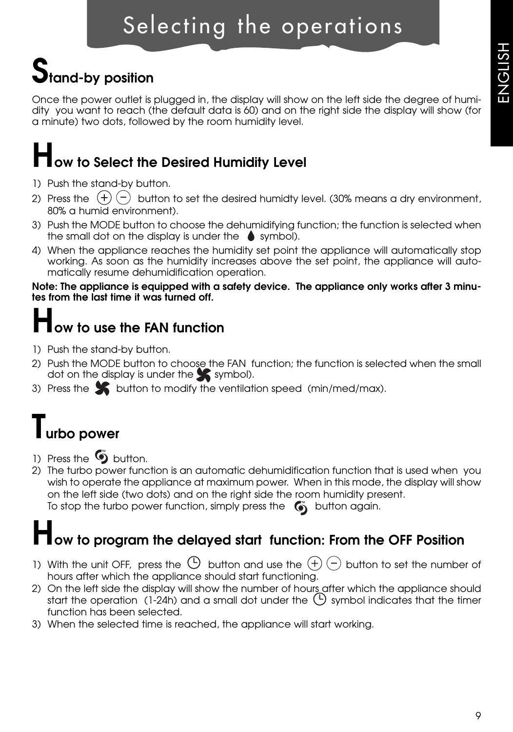# Selecting the operations

## Stand-by position

Once the power outlet is plugged in, the display will show on the left side the degree of humidity you want to reach (the default data is 60) and on the right side the display will show (for a minute) two dots, followed by the room humidity level.

## How to Select the Desired Humidity Level

1) Push the stand-by button.
2) Press the (+) (−) button to set the desired humidty level. (30% means a dry environment, 80% a humid environment).
3) Push the MODE button to choose the dehumidifying function; the function is selected when the small dot on the display is under the symbol).
4) When the appliance reaches the humidity set point the appliance will automatically stop working. As soon as the humidity increases above the set point, the appliance will automatically resume dehumidification operation.

**Note: The appliance is equipped with a safety device. The appliance only works after 3 minutes from the last time it was turned off.**

## How to use the FAN function

1) Push the stand-by button.
2) Push the MODE button to choose the FAN function; the function is selected when the small dot on the display is under the symbol).
3) Press the button to modify the ventilation speed (min/med/max).

## Turbo power

1) Press the button.
2) The turbo power function is an automatic dehumidification function that is used when you wish to operate the appliance at maximum power. When in this mode, the display will show on the left side (two dots) and on the right side the room humidity present.
   To stop the turbo power function, simply press the button again.

## How to program the delayed start function: From the OFF Position

1) With the unit OFF, press the button and use the (+) (−) button to set the number of hours after which the appliance should start functioning.
2) On the left side the display will show the number of hours after which the appliance should start the operation (1-24h) and a small dot under the symbol indicates that the timer function has been selected.
3) When the selected time is reached, the appliance will start working.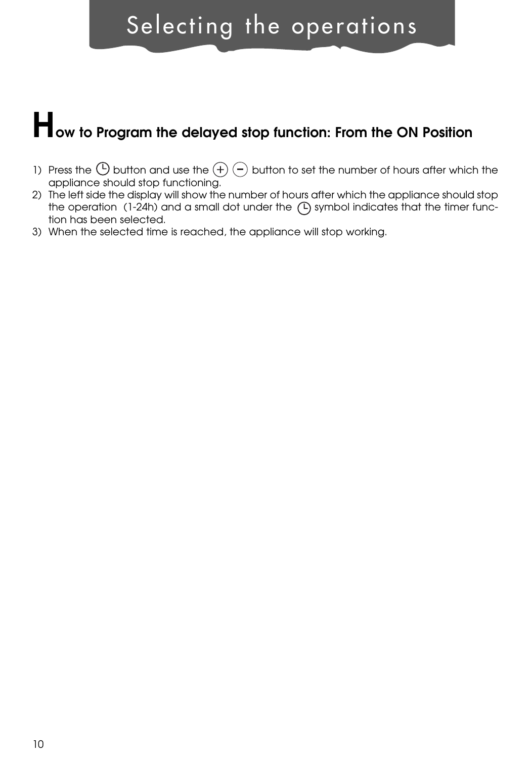# Selecting the operations

## How to Program the delayed stop function: From the ON Position

1) Press the ⏲ button and use the (+) (−) button to set the number of hours after which the appliance should stop functioning.
2) The left side the display will show the number of hours after which the appliance should stop the operation (1-24h) and a small dot under the ⏲ symbol indicates that the timer function has been selected.
3) When the selected time is reached, the appliance will stop working.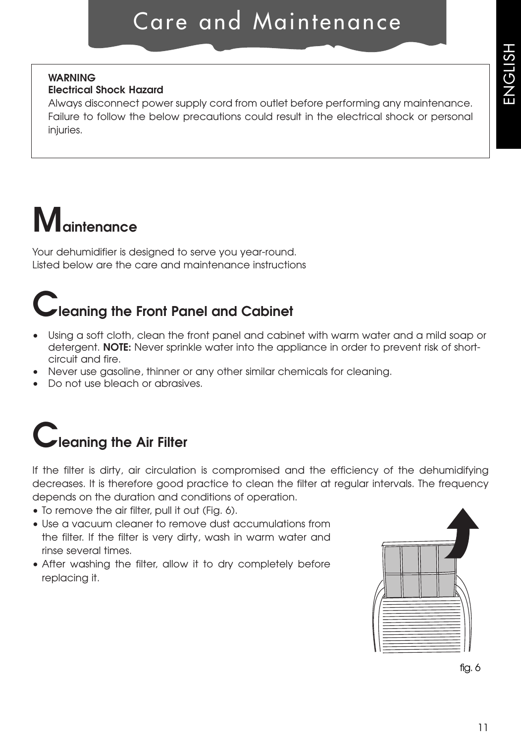# Care and Maintenance

**WARNING**
**Electrical Shock Hazard**
Always disconnect power supply cord from outlet before performing any maintenance. Failure to follow the below precautions could result in the electrical shock or personal injuries.

## Maintenance

Your dehumidifier is designed to serve you year-round.
Listed below are the care and maintenance instructions

## Cleaning the Front Panel and Cabinet

- Using a soft cloth, clean the front panel and cabinet with warm water and a mild soap or detergent. **NOTE:** Never sprinkle water into the appliance in order to prevent risk of short-circuit and fire.
- Never use gasoline, thinner or any other similar chemicals for cleaning.
- Do not use bleach or abrasives.

## Cleaning the Air Filter

If the filter is dirty, air circulation is compromised and the efficiency of the dehumidifying decreases. It is therefore good practice to clean the filter at regular intervals. The frequency depends on the duration and conditions of operation.

- To remove the air filter, pull it out (Fig. 6).
- Use a vacuum cleaner to remove dust accumulations from the filter. If the filter is very dirty, wash in warm water and rinse several times.
- After washing the filter, allow it to dry completely before replacing it.

fig. 6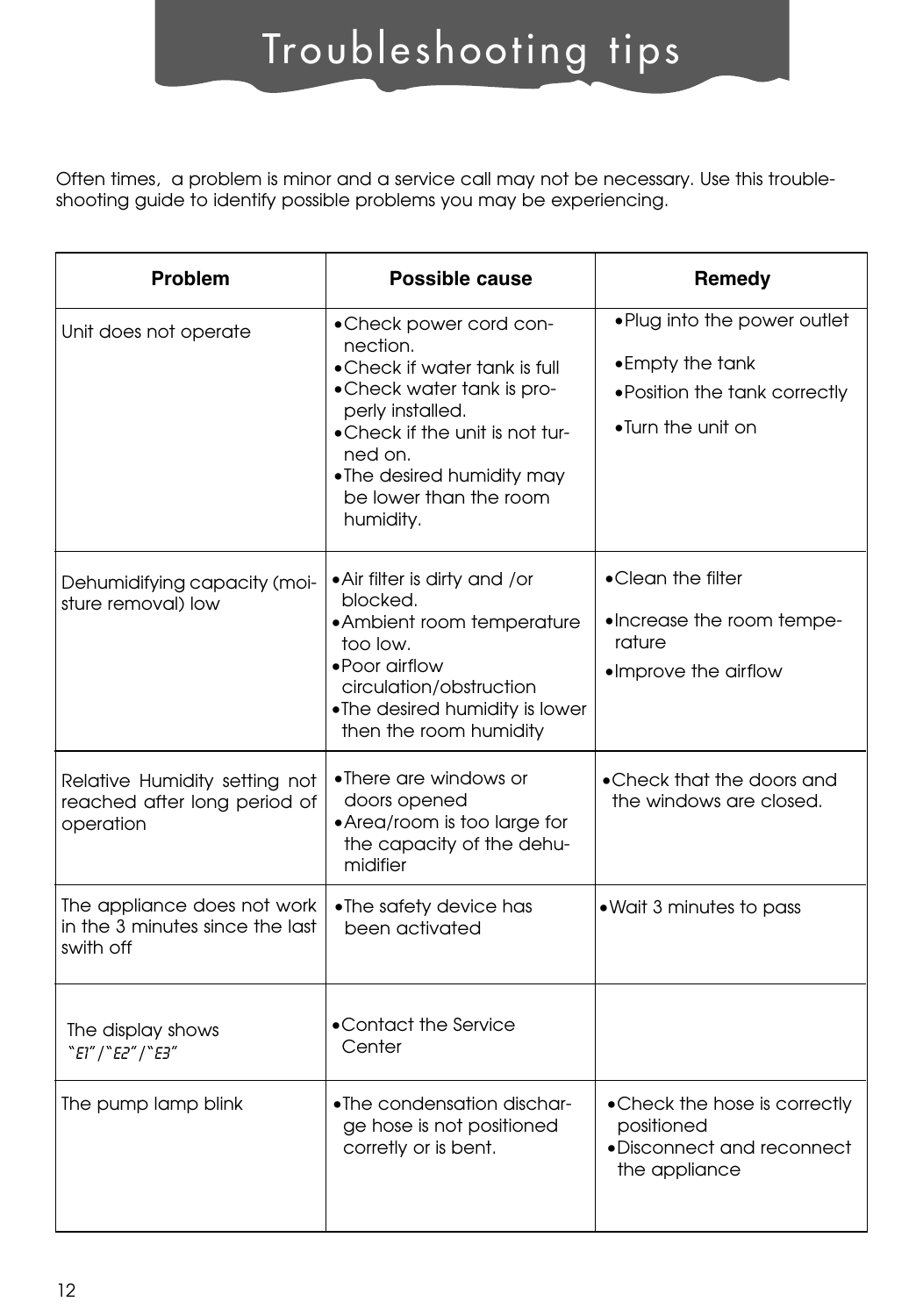# Troubleshooting tips

Often times, a problem is minor and a service call may not be necessary. Use this trouble-shooting guide to identify possible problems you may be experiencing.

| Problem | Possible cause | Remedy |
|---|---|---|
| Unit does not operate | • Check power cord connection.<br>• Check if water tank is full<br>• Check water tank is properly installed.<br>• Check if the unit is not turned on.<br>• The desired humidity may be lower than the room humidity. | • Plug into the power outlet<br>• Empty the tank<br>• Position the tank correctly<br>• Turn the unit on |
| Dehumidifying capacity (moisture removal) low | • Air filter is dirty and /or blocked.<br>• Ambient room temperature too low.<br>• Poor airflow circulation/obstruction<br>• The desired humidity is lower then the room humidity | • Clean the filter<br>• Increase the room temperature<br>• Improve the airflow |
| Relative Humidity setting not reached after long period of operation | • There are windows or doors opened<br>• Area/room is too large for the capacity of the dehumidifier | • Check that the doors and the windows are closed. |
| The appliance does not work in the 3 minutes since the last swith off | • The safety device has been activated | • Wait 3 minutes to pass |
| The display shows "E1"/"E2"/"E3" | • Contact the Service Center | |
| The pump lamp blink | • The condensation discharge hose is not positioned corretly or is bent. | • Check the hose is correctly positioned<br>• Disconnect and reconnect the appliance |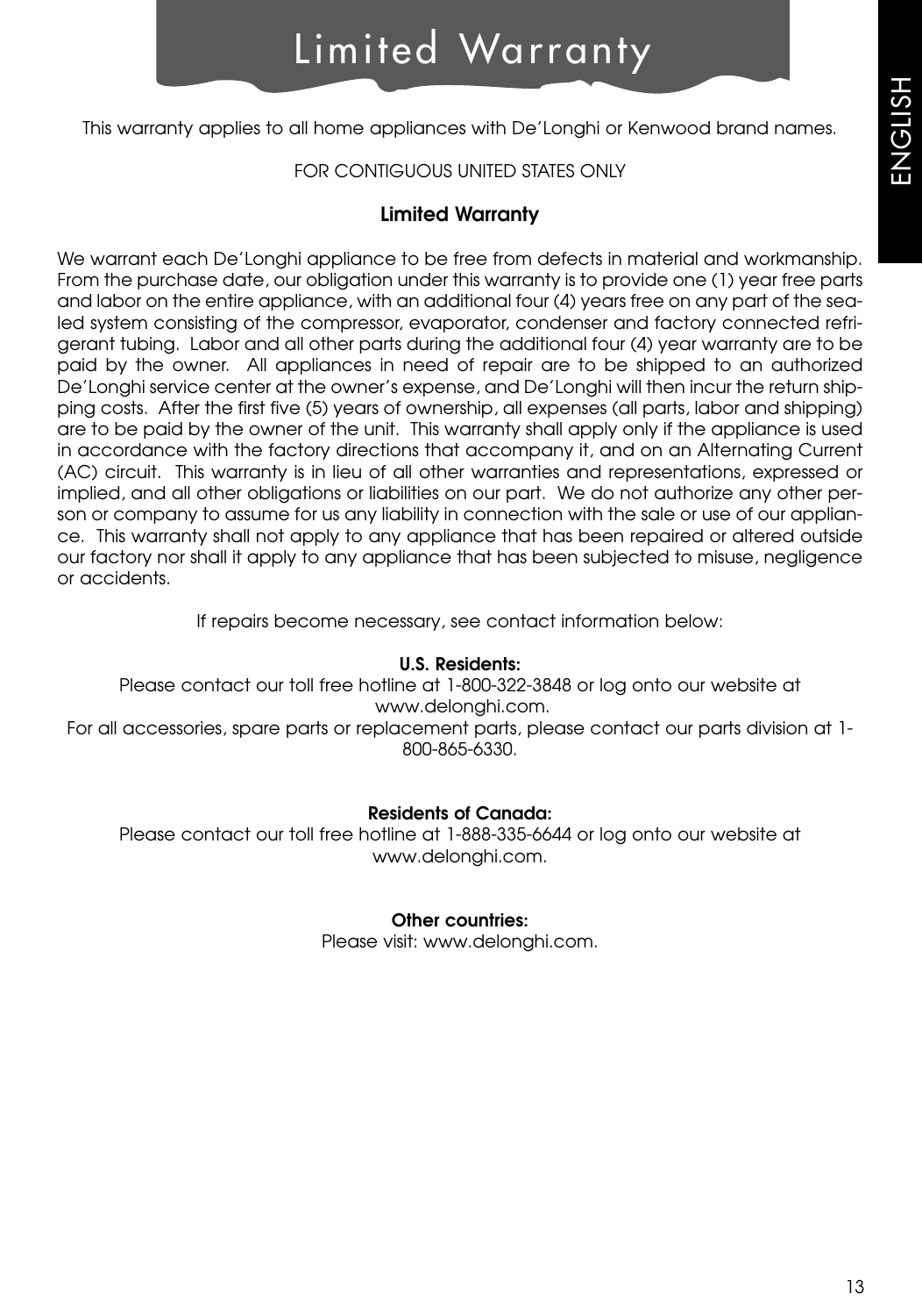# Limited Warranty

This warranty applies to all home appliances with De'Longhi or Kenwood brand names.

FOR CONTIGUOUS UNITED STATES ONLY

## Limited Warranty

We warrant each De'Longhi appliance to be free from defects in material and workmanship. From the purchase date, our obligation under this warranty is to provide one (1) year free parts and labor on the entire appliance, with an additional four (4) years free on any part of the sealed system consisting of the compressor, evaporator, condenser and factory connected refrigerant tubing. Labor and all other parts during the additional four (4) year warranty are to be paid by the owner. All appliances in need of repair are to be shipped to an authorized De'Longhi service center at the owner's expense, and De'Longhi will then incur the return shipping costs. After the first five (5) years of ownership, all expenses (all parts, labor and shipping) are to be paid by the owner of the unit. This warranty shall apply only if the appliance is used in accordance with the factory directions that accompany it, and on an Alternating Current (AC) circuit. This warranty is in lieu of all other warranties and representations, expressed or implied, and all other obligations or liabilities on our part. We do not authorize any other person or company to assume for us any liability in connection with the sale or use of our appliance. This warranty shall not apply to any appliance that has been repaired or altered outside our factory nor shall it apply to any appliance that has been subjected to misuse, negligence or accidents.

If repairs become necessary, see contact information below:

**U.S. Residents:**
Please contact our toll free hotline at 1-800-322-3848 or log onto our website at www.delonghi.com.
For all accessories, spare parts or replacement parts, please contact our parts division at 1-800-865-6330.

**Residents of Canada:**
Please contact our toll free hotline at 1-888-335-6644 or log onto our website at www.delonghi.com.

**Other countries:**
Please visit: www.delonghi.com.